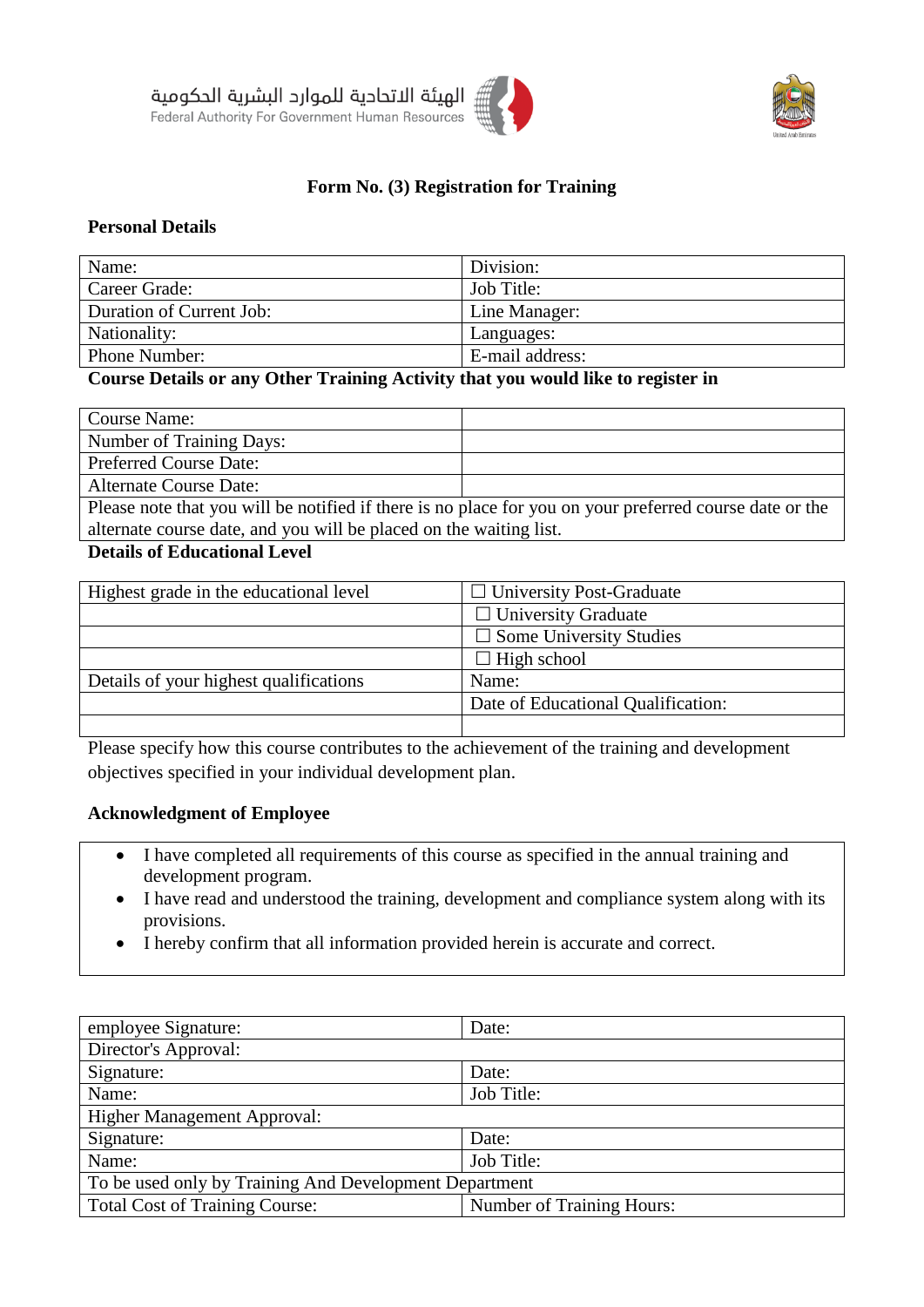الهيئة الاتحادية للموارد البشرية الحكومية
Federal Authority For Government Human Resources

# Form No. (3) Registration for Training

## Personal Details

| Name: | Division: |
|---|---|
| Career Grade: | Job Title: |
| Duration of Current Job: | Line Manager: |
| Nationality: | Languages: |
| Phone Number: | E-mail address: |

## Course Details or any Other Training Activity that you would like to register in

| Course Name: | |
|---|---|
| Number of Training Days: | |
| Preferred Course Date: | |
| Alternate Course Date: | |
| Please note that you will be notified if there is no place for you on your preferred course date or the alternate course date, and you will be placed on the waiting list. | |

## Details of Educational Level

| Highest grade in the educational level | ☐ University Post-Graduate |
|---|---|
| | ☐ University Graduate |
| | ☐ Some University Studies |
| | ☐ High school |
| Details of your highest qualifications | Name: |
| | Date of Educational Qualification: |
| | |

Please specify how this course contributes to the achievement of the training and development objectives specified in your individual development plan.

## Acknowledgment of Employee

- I have completed all requirements of this course as specified in the annual training and development program.
- I have read and understood the training, development and compliance system along with its provisions.
- I hereby confirm that all information provided herein is accurate and correct.

| employee Signature: | Date: |
|---|---|
| Director's Approval: | |
| Signature: | Date: |
| Name: | Job Title: |
| Higher Management Approval: | |
| Signature: | Date: |
| Name: | Job Title: |
| To be used only by Training And Development Department | |
| Total Cost of Training Course: | Number of Training Hours: |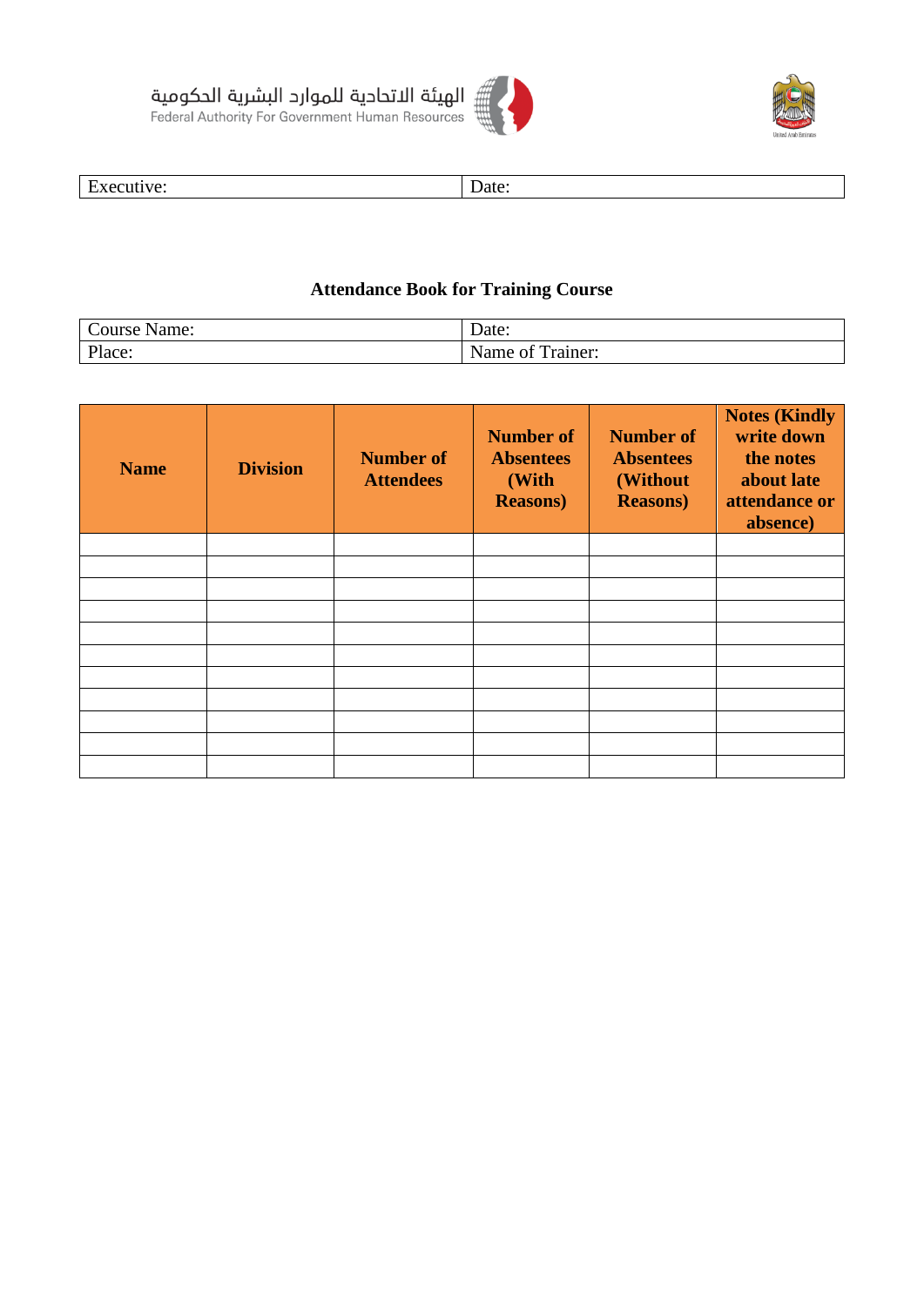الهيئة الاتحادية للموارد البشرية الحكومية
Federal Authority For Government Human Resources

| | |
|---|---|
| Executive: | Date: |

**Attendance Book for Training Course**

| | |
|---|---|
| Course Name: | Date: |
| Place: | Name of Trainer: |

| Name | Division | Number of Attendees | Number of Absentees (With Reasons) | Number of Absentees (Without Reasons) | Notes (Kindly write down the notes about late attendance or absence) |
|---|---|---|---|---|---|
| | | | | | |
| | | | | | |
| | | | | | |
| | | | | | |
| | | | | | |
| | | | | | |
| | | | | | |
| | | | | | |
| | | | | | |
| | | | | | |
| | | | | | |